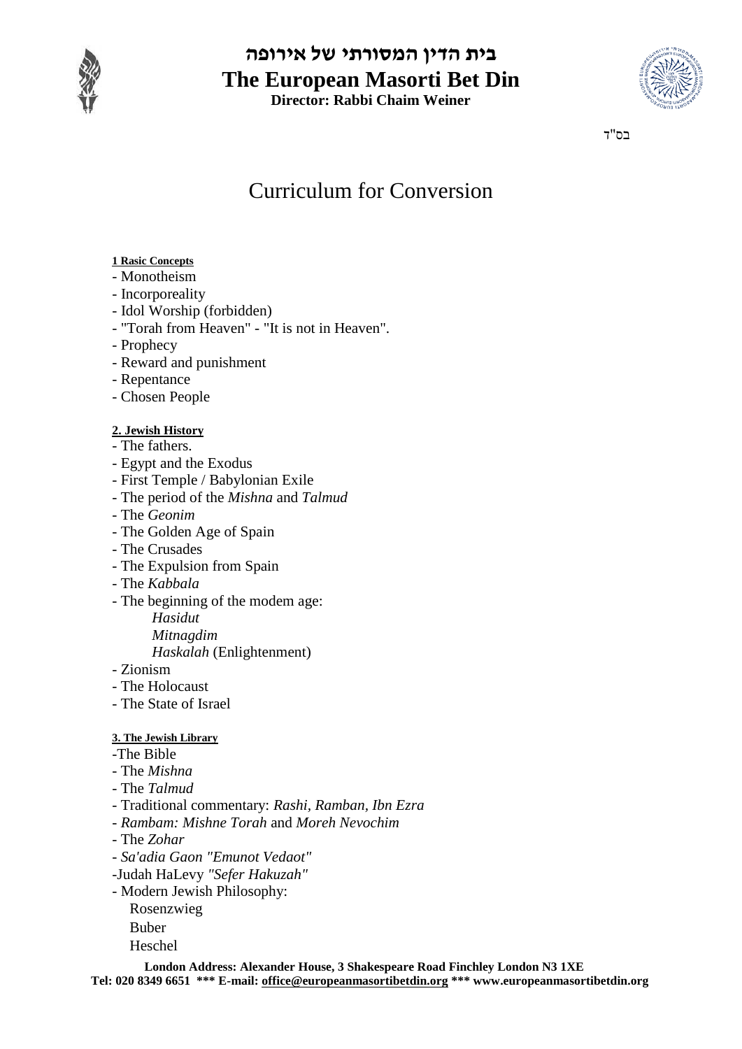# בית הדין המסורתי של אירופה

# The European Masorti Bet Din

**Director: Rabbi Chaim Weiner**

בס"ד

## Curriculum for Conversion

**1 Basic Concepts**

- Monotheism
- Incorporeality
- Idol Worship (forbidden)
- "Torah from Heaven" - "It is not in Heaven".
- Prophecy
- Reward and punishment
- Repentance
- Chosen People

**2. Jewish History**

- The fathers.
- Egypt and the Exodus
- First Temple / Babylonian Exile
- The period of the *Mishna* and *Talmud*
- The *Geonim*
- The Golden Age of Spain
- The Crusades
- The Expulsion from Spain
- The *Kabbala*
- The beginning of the modem age:
  - *Hasidut*
  - *Mitnagdim*
  - *Haskalah* (Enlightenment)
- Zionism
- The Holocaust
- The State of Israel

**3. The Jewish Library**

- The Bible
- The *Mishna*
- The *Talmud*
- Traditional commentary: *Rashi, Ramban, Ibn Ezra*
- *Rambam: Mishne Torah* and *Moreh Nevochim*
- The *Zohar*
- *Sa'adia Gaon "Emunot Vedaot"*
- Judah HaLevy *"Sefer Hakuzah"*
- Modern Jewish Philosophy:
  - Rosenzwieg
  - Buber
  - Heschel

**London Address: Alexander House, 3 Shakespeare Road Finchley London N3 1XE**
**Tel: 020 8349 6651 \*\*\* E-mail: office@europeanmasortibetdin.org \*\*\* www.europeanmasortibetdin.org**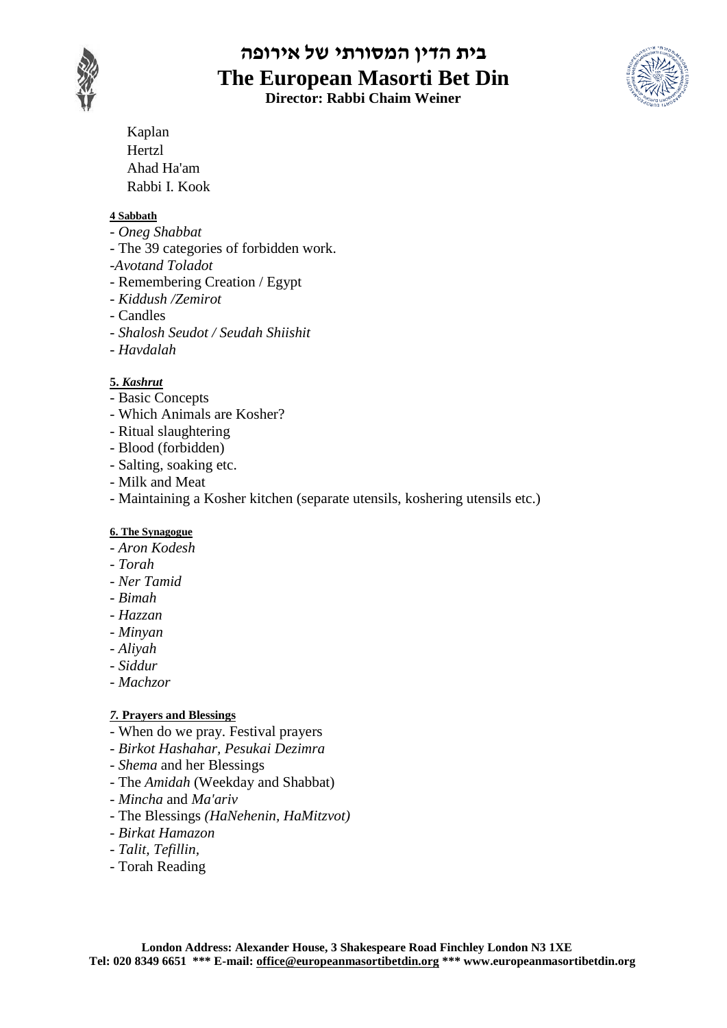Kaplan
Hertzl
Ahad Ha'am
Rabbi I. Kook

**4 Sabbath**

- *Oneg Shabbat*
- The 39 categories of forbidden work.
- *Avotand Toladot*
- Remembering Creation / Egypt
- *Kiddush /Zemirot*
- Candles
- *Shalosh Seudot / Seudah Shiishit*
- *Havdalah*

**5. *Kashrut***

- Basic Concepts
- Which Animals are Kosher?
- Ritual slaughtering
- Blood (forbidden)
- Salting, soaking etc.
- Milk and Meat
- Maintaining a Kosher kitchen (separate utensils, koshering utensils etc.)

**6. The Synagogue**

- *Aron Kodesh*
- *Torah*
- *Ner Tamid*
- *Bimah*
- *Hazzan*
- *Minyan*
- *Aliyah*
- *Siddur*
- *Machzor*

***7.* Prayers and Blessings**

- When do we pray. Festival prayers
- *Birkot Hashahar, Pesukai Dezimra*
- *Shema* and her Blessings
- The *Amidah* (Weekday and Shabbat)
- *Mincha* and *Ma'ariv*
- The Blessings *(HaNehenin, HaMitzvot)*
- *Birkat Hamazon*
- *Talit, Tefillin,*
- Torah Reading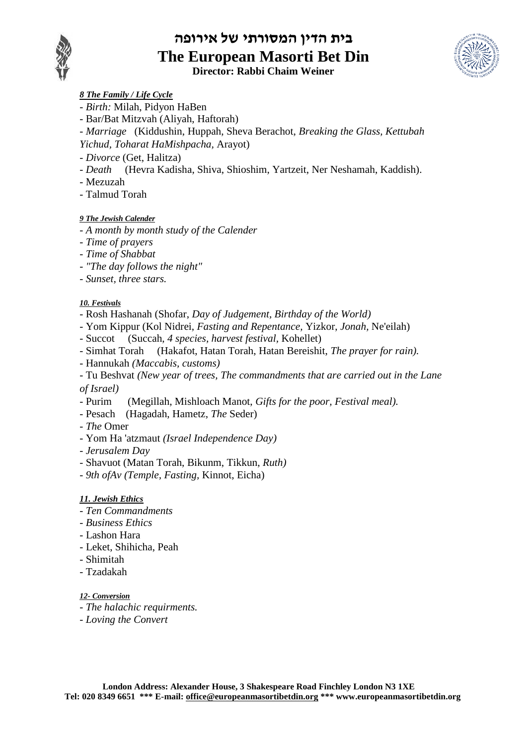*__8 The Family / Life Cycle__*

- *Birth:* Milah, Pidyon HaBen
- Bar/Bat Mitzvah (Aliyah, Haftorah)
- *Marriage* (Kiddushin, Huppah, Sheva Berachot, *Breaking the Glass, Kettubah Yichud, Toharat HaMishpacha,* Arayot)
- *Divorce* (Get, Halitza)
- *Death* (Hevra Kadisha, Shiva, Shioshim, Yartzeit, Ner Neshamah, Kaddish).
- Mezuzah
- Talmud Torah

*__9 The Jewish Calender__*

- *A month by month study of the Calender*
- *Time of prayers*
- *Time of Shabbat*
- *"The day follows the night"*
- *Sunset, three stars.*

*__10. Festivals__*

- Rosh Hashanah (Shofar, *Day of Judgement, Birthday of the World)*
- Yom Kippur (Kol Nidrei, *Fasting and Repentance,* Yizkor, *Jonah,* Ne'eilah)
- Succot (Succah, *4 species, harvest festival,* Kohellet)
- Simhat Torah (Hakafot, Hatan Torah, Hatan Bereishit, *The prayer for rain).*
- Hannukah *(Maccabis, customs)*
- Tu Beshvat *(New year of trees, The commandments that are carried out in the Lane of Israel)*
- Purim (Megillah, Mishloach Manot, *Gifts for the poor, Festival meal).*
- Pesach (Hagadah, Hametz, *The* Seder)
- *The* Omer
- Yom Ha 'atzmaut *(Israel Independence Day)*
- *Jerusalem Day*
- Shavuot (Matan Torah, Bikunm, Tikkun, *Ruth)*
- *9th ofAv (Temple, Fasting,* Kinnot, Eicha)

*__11. Jewish Ethics__*

- *Ten Commandments*
- *Business Ethics*
- Lashon Hara
- Leket, Shihicha, Peah
- Shimitah
- Tzadakah

*__12- Conversion__*

- *The halachic requirments.*
- *Loving the Convert*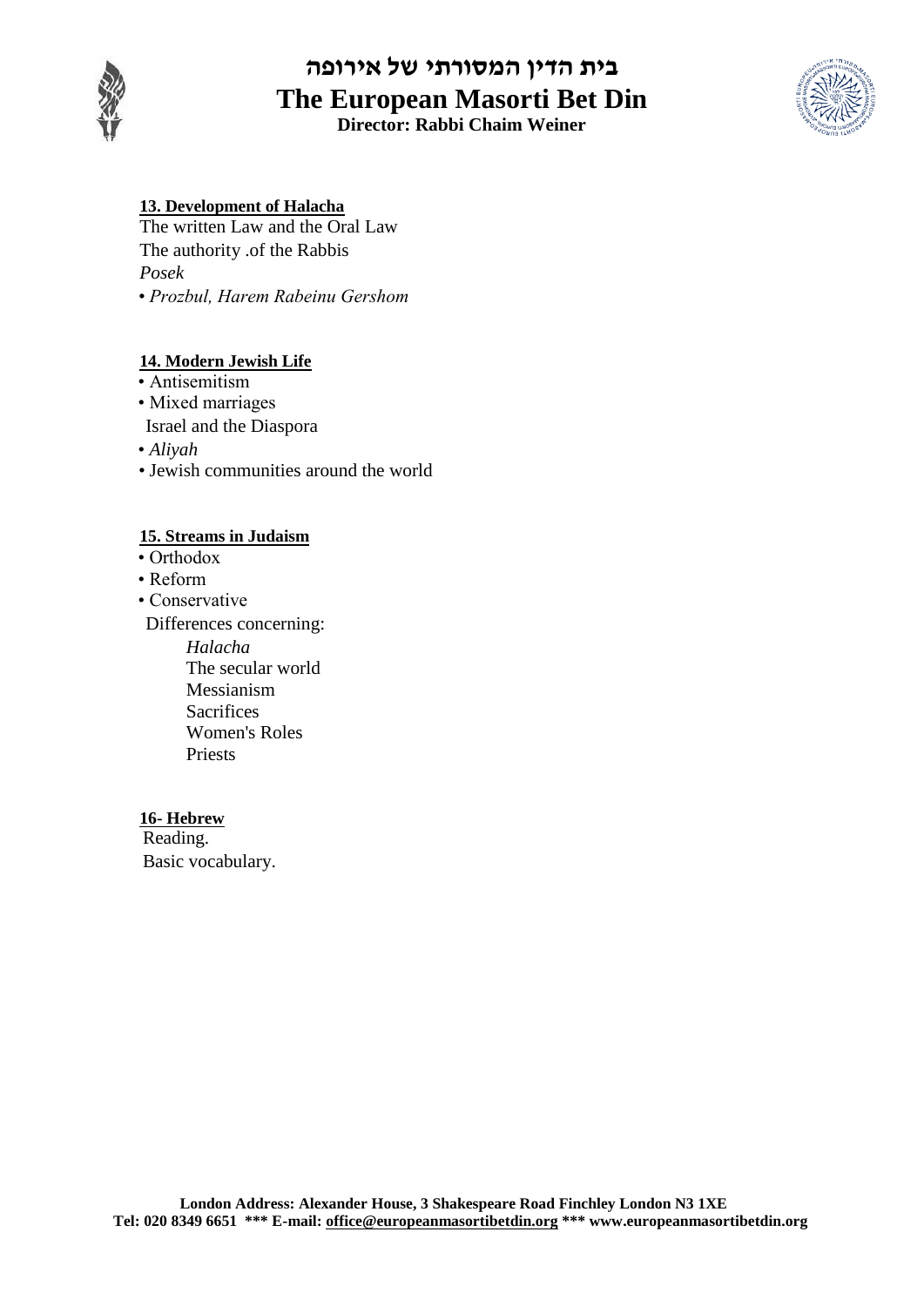**13. Development of Halacha**

The written Law and the Oral Law

The authority .of the Rabbis

*Posek*

- *Prozbul, Harem Rabeinu Gershom*

**14. Modern Jewish Life**

- Antisemitism
- Mixed marriages

Israel and the Diaspora

- *Aliyah*
- Jewish communities around the world

**15. Streams in Judaism**

- Orthodox
- Reform
- Conservative

Differences concerning:

*Halacha*
The secular world
Messianism
Sacrifices
Women's Roles
Priests

**16- Hebrew**

Reading.

Basic vocabulary.